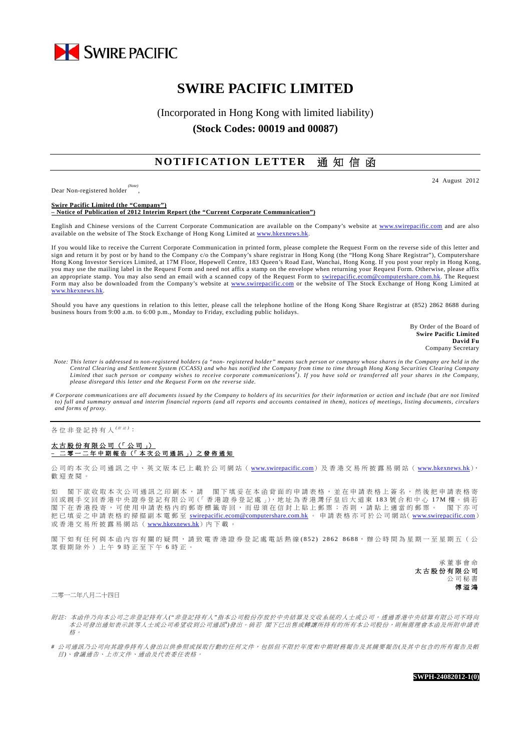SWIRE PACIFIC

# SWIRE PACIFIC LIMITED

(Incorporated in Hong Kong with limited liability)

**(Stock Codes: 00019 and 00087)**

## NOTIFICATION LETTER 通知信函

24 August 2012

Dear Non-registered holder *(Note)*,

**Swire Pacific Limited (the "Company")**
**– Notice of Publication of 2012 Interim Report (the "Current Corporate Communication")**

English and Chinese versions of the Current Corporate Communication are available on the Company's website at www.swirepacific.com and are also available on the website of The Stock Exchange of Hong Kong Limited at www.hkexnews.hk.

If you would like to receive the Current Corporate Communication in printed form, please complete the Request Form on the reverse side of this letter and sign and return it by post or by hand to the Company c/o the Company's share registrar in Hong Kong (the "Hong Kong Share Registrar"), Computershare Hong Kong Investor Services Limited, at 17M Floor, Hopewell Centre, 183 Queen's Road East, Wanchai, Hong Kong. If you post your reply in Hong Kong, you may use the mailing label in the Request Form and need not affix a stamp on the envelope when returning your Request Form. Otherwise, please affix an appropriate stamp. You may also send an email with a scanned copy of the Request Form to swirepacific.ecom@computershare.com.hk. The Request Form may also be downloaded from the Company's website at www.swirepacific.com or the website of The Stock Exchange of Hong Kong Limited at www.hkexnews.hk.

Should you have any questions in relation to this letter, please call the telephone hotline of the Hong Kong Share Registrar at (852) 2862 8688 during business hours from 9:00 a.m. to 6:00 p.m., Monday to Friday, excluding public holidays.

By Order of the Board of
**Swire Pacific Limited**
**David Fu**
Company Secretary

*Note: This letter is addressed to non-registered holders (a "non- registered holder" means such person or company whose shares in the Company are held in the Central Clearing and Settlement System (CCASS) and who has notified the Company from time to time through Hong Kong Securities Clearing Company Limited that such person or company wishes to receive corporate communications#). If you have sold or transferred all your shares in the Company, please disregard this letter and the Request Form on the reverse side.*

*# Corporate communications are all documents issued by the Company to holders of its securities for their information or action and include (but are not limited to) full and summary annual and interim financial reports (and all reports and accounts contained in them), notices of meetings, listing documents, circulars and forms of proxy.*

---

各位非登記持有人*(附註)*：

**太古股份有限公司（「公司」）**
**–二零一二年中期報告（「本次公司通訊」）之發佈通知**

公司的本次公司通訊之中、英文版本已上載於公司網站（www.swirepacific.com）及香港交易所披露易網站（www.hkexnews.hk），歡迎查閱。

如閣下欲收取本次公司通訊之印刷本，請閣下填妥在本函背面的申請表格，並在申請表格上簽名，然後把申請表格寄回或親手交回香港中央證券登記有限公司（「香港證券登記處」），地址為香港灣仔皇后大道東183號合和中心17M樓。倘若閣下在香港投寄，可使用申請表格內的郵寄標籤寄回，而毋須在信封上貼上郵票；否則，請貼上適當的郵票。閣下亦可把已填妥之申請表格的掃描副本電郵至 swirepacific.ecom@computershare.com.hk。申請表格亦可於公司網站（www.swirepacific.com）或香港交易所披露易網站（www.hkexnews.hk）內下載。

閣下如有任何與本函內容有關的疑問，請致電香港證券登記處電話熱線(852) 2862 8688，辦公時間為星期一至星期五（公眾假期除外）上午9時正至下午6時正。

承董事會命
**太古股份有限公司**
公司秘書
**傅溢鴻**

二零一二年八月二十四日

*附註：本函件乃向本公司之非登記持有人("非登記持有人"指本公司股份存放於中央結算及交收系統的人士或公司，透過香港中央結算有限公司不時向本公司發出通知表示該等人士或公司希望收到公司通訊#)發出。倘若閣下已出售或轉讓所持有的所有本公司股份，則無需理會本函及所附申請表格。*

*# 公司通訊乃公司向其證券持有人發出以供參照或採取行動的任何文件，包括但不限於年度和中期財務報告及其摘要報告(及其中包含的所有報告及帳目)、會議通告、上市文件、通函及代表委任表格。*

**SWPH-24082012-1(0)**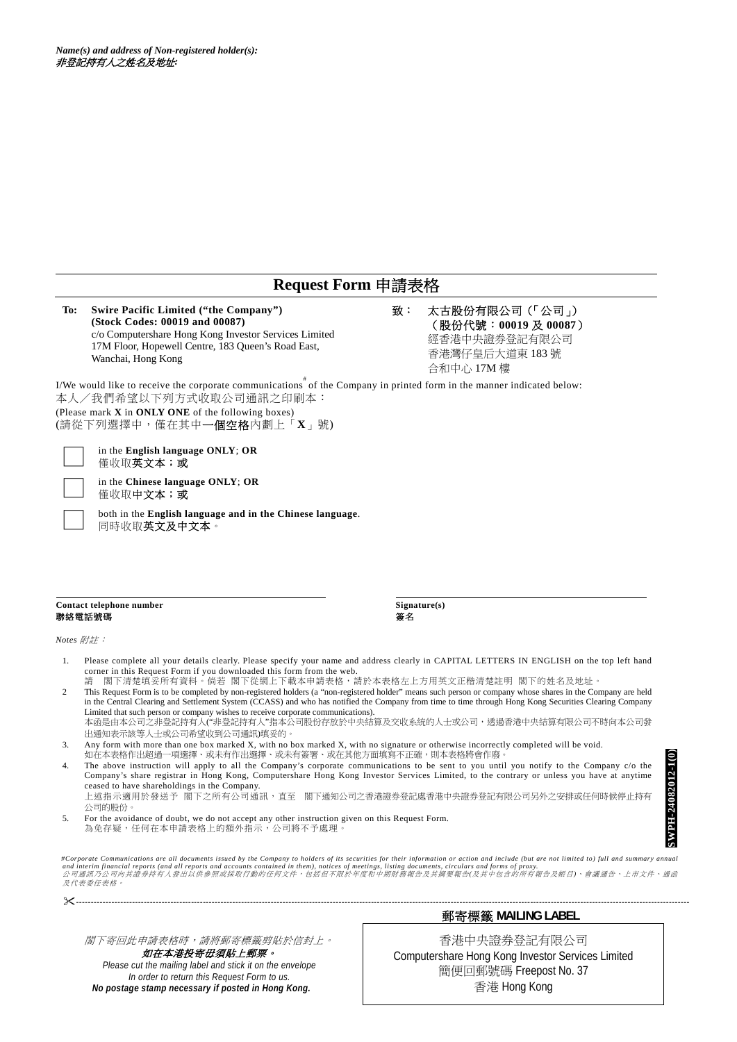***Name(s) and address of Non-registered holder(s):***
***非登記持有人之姓名及地址:***

## **Request Form** 申請表格

**To:** **Swire Pacific Limited ("the Company")**
**(Stock Codes: 00019 and 00087)**
c/o Computershare Hong Kong Investor Services Limited
17M Floor, Hopewell Centre, 183 Queen's Road East,
Wanchai, Hong Kong

致： 太古股份有限公司（「公司」）
**（股份代號：00019 及 00087）**
經香港中央證券登記有限公司
香港灣仔皇后大道東 183 號
合和中心 17M 樓

I/We would like to receive the corporate communications[#] of the Company in printed form in the manner indicated below:
本人／我們希望以下列方式收取公司通訊之印刷本：
(Please mark **X** in **ONLY ONE** of the following boxes)
(請從下列選擇中，僅在其中**一個空格**內劃上「**X**」號)

☐ in the **English language ONLY**; **OR**
僅收取**英文本；或**

☐ in the **Chinese language ONLY**; **OR**
僅收取**中文本；或**

☐ both in the **English language and in the Chinese language**.
同時收取**英文及中文本**。

**Contact telephone number**
**聯絡電話號碼**

**Signature(s)**
**簽名**

*Notes 附註：*

1. Please complete all your details clearly. Please specify your name and address clearly in CAPITAL LETTERS IN ENGLISH on the top left hand corner in this Request Form if you downloaded this form from the web.
請 閣下清楚填妥所有資料。倘若 閣下從網上下載本申請表格，請於本表格左上方用英文正楷清楚註明 閣下的姓名及地址。
2. This Request Form is to be completed by non-registered holders (a "non-registered holder" means such person or company whose shares in the Company are held in the Central Clearing and Settlement System (CCASS) and who has notified the Company from time to time through Hong Kong Securities Clearing Company Limited that such person or company wishes to receive corporate communications).
本函是由本公司之非登記持有人("非登記持有人"指本公司股份存放於中央結算及交收系統的人士或公司，透過香港中央結算有限公司不時向本公司發出通知表示該等人士或公司希望收到公司通訊)填妥的。
3. Any form with more than one box marked X, with no box marked X, with no signature or otherwise incorrectly completed will be void.
如在本表格作出超過一項選擇、或未有作出選擇、或未有簽署、或在其他方面填寫不正確，則本表格將會作廢。
4. The above instruction will apply to all the Company's corporate communications to be sent to you until you notify to the Company c/o the Company's share registrar in Hong Kong, Computershare Hong Kong Investor Services Limited, to the contrary or unless you have at anytime ceased to have shareholdings in the Company.
上述指示適用於發送予 閣下之所有公司通訊，直至 閣下通知公司之香港證券登記處香港中央證券登記有限公司另外之安排或任何時候停止持有公司的股份。
5. For the avoidance of doubt, we do not accept any other instruction given on this Request Form.
為免存疑，任何在本申請表格上的額外指示，公司將不予處理。

SWPH-24082012-1(0)

*#Corporate Communications are all documents issued by the Company to holders of its securities for their information or action and include (but are not limited to) full and summary annual and interim financial reports (and all reports and accounts contained in them), notices of meetings, listing documents, circulars and forms of proxy.*
*公司通訊乃公司向其證券持有人發出以供參照或採取行動的任何文件，包括但不限於年度和中期財務報告及其摘要報告(及其中包含的所有報告及帳目)、會議通告、上市文件、通函及代表委任表格。*

---

*閣下寄回此申請表格時，請將郵寄標籤剪貼於信封上。*
***如在本港投寄毋須貼上郵票。***
*Please cut the mailing label and stick it on the envelope*
*In order to return this Request Form to us.*
***No postage stamp necessary if posted in Hong Kong.***

**郵寄標籤 MAILING LABEL**

香港中央證券登記有限公司
Computershare Hong Kong Investor Services Limited
簡便回郵號碼 Freepost No. 37
香港 Hong Kong